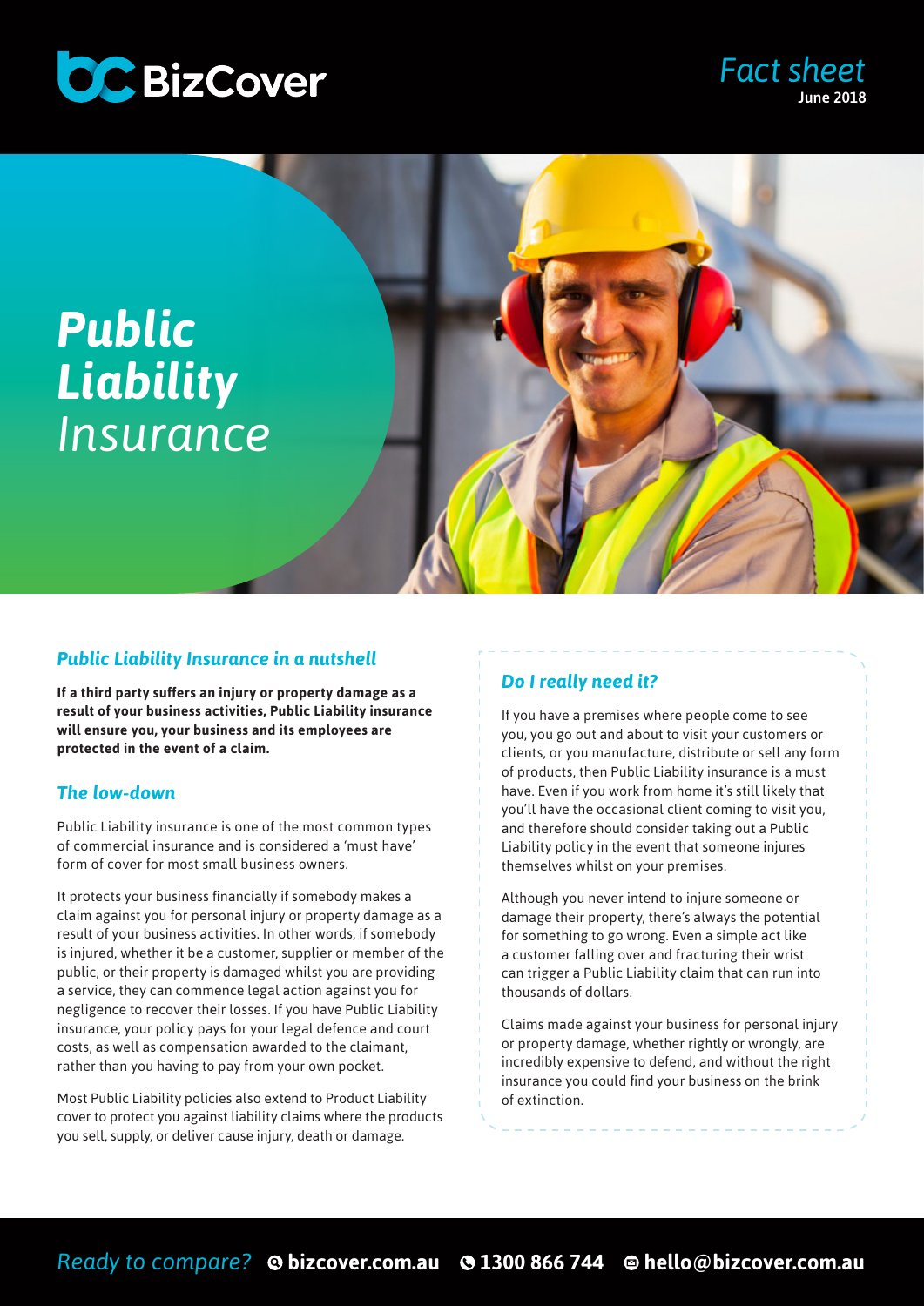BizCover

*Fact sheet*
**June 2018**

# *Public Liability Insurance*

## *Public Liability Insurance in a nutshell*

**If a third party suffers an injury or property damage as a result of your business activities, Public Liability insurance will ensure you, your business and its employees are protected in the event of a claim.**

## *The low-down*

Public Liability insurance is one of the most common types of commercial insurance and is considered a 'must have' form of cover for most small business owners.

It protects your business financially if somebody makes a claim against you for personal injury or property damage as a result of your business activities. In other words, if somebody is injured, whether it be a customer, supplier or member of the public, or their property is damaged whilst you are providing a service, they can commence legal action against you for negligence to recover their losses. If you have Public Liability insurance, your policy pays for your legal defence and court costs, as well as compensation awarded to the claimant, rather than you having to pay from your own pocket.

Most Public Liability policies also extend to Product Liability cover to protect you against liability claims where the products you sell, supply, or deliver cause injury, death or damage.

## *Do I really need it?*

If you have a premises where people come to see you, you go out and about to visit your customers or clients, or you manufacture, distribute or sell any form of products, then Public Liability insurance is a must have. Even if you work from home it's still likely that you'll have the occasional client coming to visit you, and therefore should consider taking out a Public Liability policy in the event that someone injures themselves whilst on your premises.

Although you never intend to injure someone or damage their property, there's always the potential for something to go wrong. Even a simple act like a customer falling over and fracturing their wrist can trigger a Public Liability claim that can run into thousands of dollars.

Claims made against your business for personal injury or property damage, whether rightly or wrongly, are incredibly expensive to defend, and without the right insurance you could find your business on the brink of extinction.

*Ready to compare?* **bizcover.com.au** **1300 866 744** **hello@bizcover.com.au**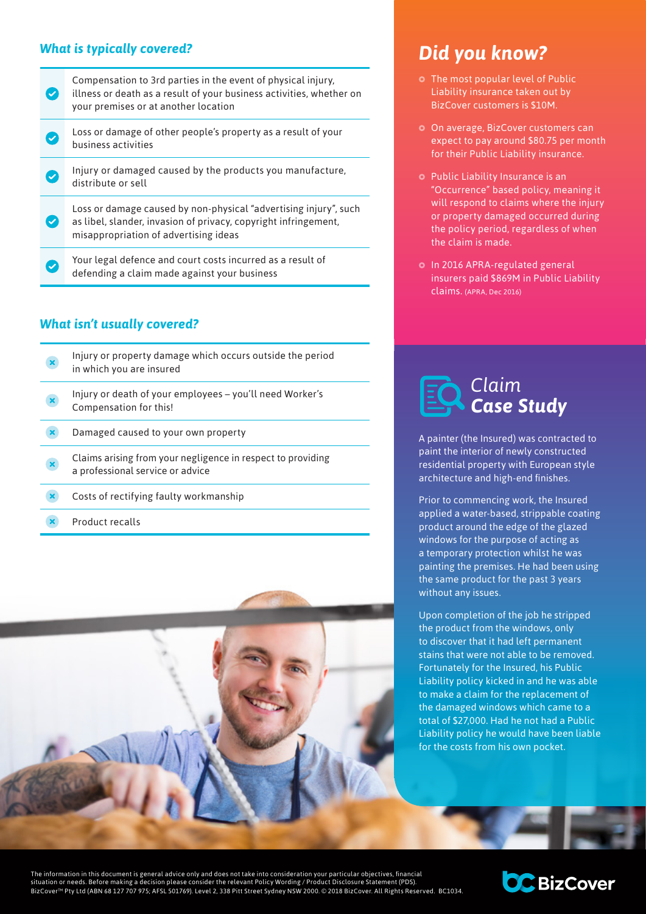## *What is typically covered?*

- ✓ Compensation to 3rd parties in the event of physical injury, illness or death as a result of your business activities, whether on your premises or at another location
- ✓ Loss or damage of other people's property as a result of your business activities
- ✓ Injury or damaged caused by the products you manufacture, distribute or sell
- ✓ Loss or damage caused by non-physical "advertising injury", such as libel, slander, invasion of privacy, copyright infringement, misappropriation of advertising ideas
- ✓ Your legal defence and court costs incurred as a result of defending a claim made against your business

## *What isn't usually covered?*

- ✗ Injury or property damage which occurs outside the period in which you are insured
- ✗ Injury or death of your employees – you'll need Worker's Compensation for this!
- ✗ Damaged caused to your own property
- ✗ Claims arising from your negligence in respect to providing a professional service or advice
- ✗ Costs of rectifying faulty workmanship
- ✗ Product recalls

## *Did you know?*

- The most popular level of Public Liability insurance taken out by BizCover customers is $10M.
- On average, BizCover customers can expect to pay around $80.75 per month for their Public Liability insurance.
- Public Liability Insurance is an "Occurrence" based policy, meaning it will respond to claims where the injury or property damaged occurred during the policy period, regardless of when the claim is made.
- In 2016 APRA-regulated general insurers paid $869M in Public Liability claims. (APRA, Dec 2016)

## *Claim* ***Case Study***

A painter (the Insured) was contracted to paint the interior of newly constructed residential property with European style architecture and high-end finishes.

Prior to commencing work, the Insured applied a water-based, strippable coating product around the edge of the glazed windows for the purpose of acting as a temporary protection whilst he was painting the premises. He had been using the same product for the past 3 years without any issues.

Upon completion of the job he stripped the product from the windows, only to discover that it had left permanent stains that were not able to be removed. Fortunately for the Insured, his Public Liability policy kicked in and he was able to make a claim for the replacement of the damaged windows which came to a total of $27,000. Had he not had a Public Liability policy he would have been liable for the costs from his own pocket.

The information in this document is general advice only and does not take into consideration your particular objectives, financial situation or needs. Before making a decision please consider the relevant Policy Wording / Product Disclosure Statement (PDS). BizCover™ Pty Ltd (ABN 68 127 707 975; AFSL 501769). Level 2, 338 Pitt Street Sydney NSW 2000. © 2018 BizCover. All Rights Reserved. BC1034.

BizCover